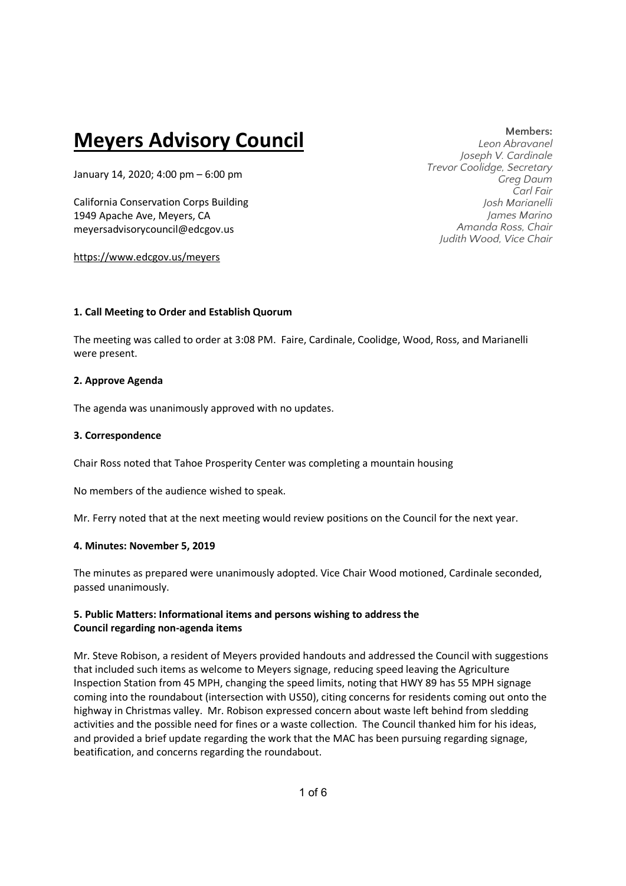# **Meyers Advisory Council**

January 14, 2020; 4:00 pm – 6:00 pm

California Conservation Corps Building
1949 Apache Ave, Meyers, CA
meyersadvisorycouncil@edcgov.us

https://www.edcgov.us/meyers

**Members:**
*Leon Abravanel*
*Joseph V. Cardinale*
*Trevor Coolidge, Secretary*
*Greg Daum*
*Carl Fair*
*Josh Marianelli*
*James Marino*
*Amanda Ross, Chair*
*Judith Wood, Vice Chair*

### 1. Call Meeting to Order and Establish Quorum

The meeting was called to order at 3:08 PM. Faire, Cardinale, Coolidge, Wood, Ross, and Marianelli were present.

### 2. Approve Agenda

The agenda was unanimously approved with no updates.

### 3. Correspondence

Chair Ross noted that Tahoe Prosperity Center was completing a mountain housing

No members of the audience wished to speak.

Mr. Ferry noted that at the next meeting would review positions on the Council for the next year.

### 4. Minutes: November 5, 2019

The minutes as prepared were unanimously adopted. Vice Chair Wood motioned, Cardinale seconded, passed unanimously.

### 5. Public Matters: Informational items and persons wishing to address the Council regarding non-agenda items

Mr. Steve Robison, a resident of Meyers provided handouts and addressed the Council with suggestions that included such items as welcome to Meyers signage, reducing speed leaving the Agriculture Inspection Station from 45 MPH, changing the speed limits, noting that HWY 89 has 55 MPH signage coming into the roundabout (intersection with US50), citing concerns for residents coming out onto the highway in Christmas valley. Mr. Robison expressed concern about waste left behind from sledding activities and the possible need for fines or a waste collection. The Council thanked him for his ideas, and provided a brief update regarding the work that the MAC has been pursuing regarding signage, beatification, and concerns regarding the roundabout.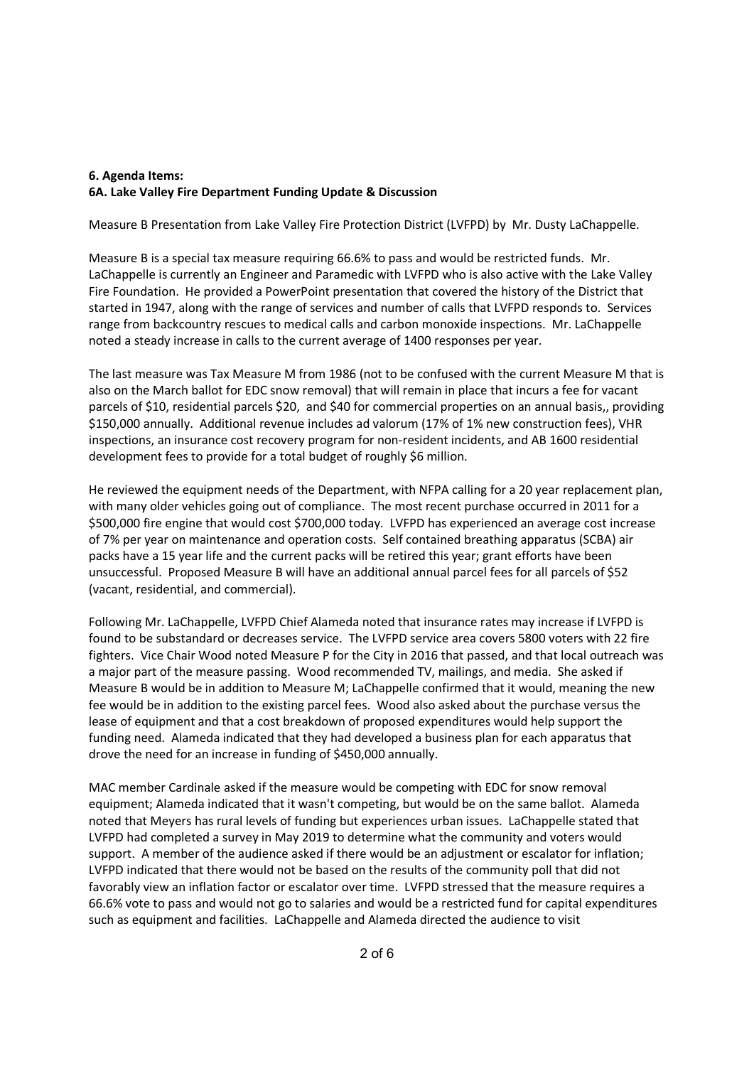## 6. Agenda Items:

### 6A. Lake Valley Fire Department Funding Update & Discussion

Measure B Presentation from Lake Valley Fire Protection District (LVFPD) by Mr. Dusty LaChappelle.

Measure B is a special tax measure requiring 66.6% to pass and would be restricted funds. Mr. LaChappelle is currently an Engineer and Paramedic with LVFPD who is also active with the Lake Valley Fire Foundation. He provided a PowerPoint presentation that covered the history of the District that started in 1947, along with the range of services and number of calls that LVFPD responds to. Services range from backcountry rescues to medical calls and carbon monoxide inspections. Mr. LaChappelle noted a steady increase in calls to the current average of 1400 responses per year.

The last measure was Tax Measure M from 1986 (not to be confused with the current Measure M that is also on the March ballot for EDC snow removal) that will remain in place that incurs a fee for vacant parcels of $10, residential parcels $20, and $40 for commercial properties on an annual basis,, providing $150,000 annually. Additional revenue includes ad valorum (17% of 1% new construction fees), VHR inspections, an insurance cost recovery program for non-resident incidents, and AB 1600 residential development fees to provide for a total budget of roughly $6 million.

He reviewed the equipment needs of the Department, with NFPA calling for a 20 year replacement plan, with many older vehicles going out of compliance. The most recent purchase occurred in 2011 for a $500,000 fire engine that would cost $700,000 today. LVFPD has experienced an average cost increase of 7% per year on maintenance and operation costs. Self contained breathing apparatus (SCBA) air packs have a 15 year life and the current packs will be retired this year; grant efforts have been unsuccessful. Proposed Measure B will have an additional annual parcel fees for all parcels of $52 (vacant, residential, and commercial).

Following Mr. LaChappelle, LVFPD Chief Alameda noted that insurance rates may increase if LVFPD is found to be substandard or decreases service. The LVFPD service area covers 5800 voters with 22 fire fighters. Vice Chair Wood noted Measure P for the City in 2016 that passed, and that local outreach was a major part of the measure passing. Wood recommended TV, mailings, and media. She asked if Measure B would be in addition to Measure M; LaChappelle confirmed that it would, meaning the new fee would be in addition to the existing parcel fees. Wood also asked about the purchase versus the lease of equipment and that a cost breakdown of proposed expenditures would help support the funding need. Alameda indicated that they had developed a business plan for each apparatus that drove the need for an increase in funding of $450,000 annually.

MAC member Cardinale asked if the measure would be competing with EDC for snow removal equipment; Alameda indicated that it wasn't competing, but would be on the same ballot. Alameda noted that Meyers has rural levels of funding but experiences urban issues. LaChappelle stated that LVFPD had completed a survey in May 2019 to determine what the community and voters would support. A member of the audience asked if there would be an adjustment or escalator for inflation; LVFPD indicated that there would not be based on the results of the community poll that did not favorably view an inflation factor or escalator over time. LVFPD stressed that the measure requires a 66.6% vote to pass and would not go to salaries and would be a restricted fund for capital expenditures such as equipment and facilities. LaChappelle and Alameda directed the audience to visit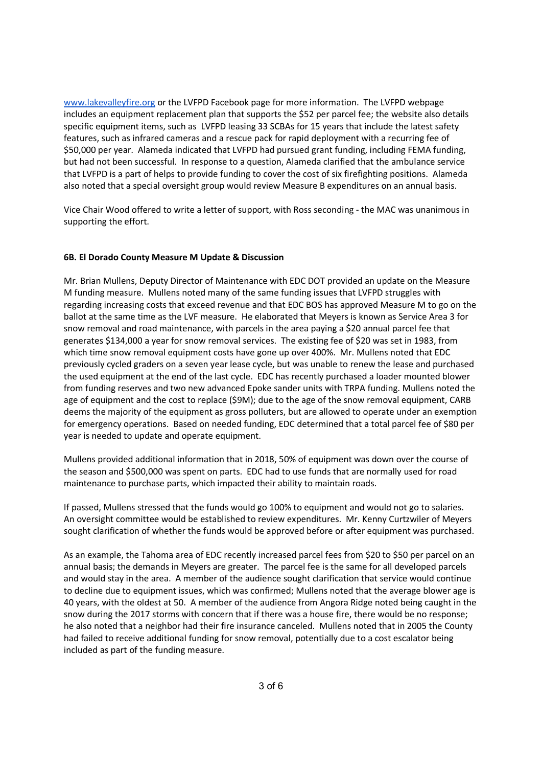[www.lakevalleyfire.org](http://www.lakevalleyfire.org) or the LVFPD Facebook page for more information. The LVFPD webpage includes an equipment replacement plan that supports the $52 per parcel fee; the website also details specific equipment items, such as LVFPD leasing 33 SCBAs for 15 years that include the latest safety features, such as infrared cameras and a rescue pack for rapid deployment with a recurring fee of $50,000 per year. Alameda indicated that LVFPD had pursued grant funding, including FEMA funding, but had not been successful. In response to a question, Alameda clarified that the ambulance service that LVFPD is a part of helps to provide funding to cover the cost of six firefighting positions. Alameda also noted that a special oversight group would review Measure B expenditures on an annual basis.

Vice Chair Wood offered to write a letter of support, with Ross seconding - the MAC was unanimous in supporting the effort.

**6B. El Dorado County Measure M Update & Discussion**

Mr. Brian Mullens, Deputy Director of Maintenance with EDC DOT provided an update on the Measure M funding measure. Mullens noted many of the same funding issues that LVFPD struggles with regarding increasing costs that exceed revenue and that EDC BOS has approved Measure M to go on the ballot at the same time as the LVF measure. He elaborated that Meyers is known as Service Area 3 for snow removal and road maintenance, with parcels in the area paying a $20 annual parcel fee that generates $134,000 a year for snow removal services. The existing fee of $20 was set in 1983, from which time snow removal equipment costs have gone up over 400%. Mr. Mullens noted that EDC previously cycled graders on a seven year lease cycle, but was unable to renew the lease and purchased the used equipment at the end of the last cycle. EDC has recently purchased a loader mounted blower from funding reserves and two new advanced Epoke sander units with TRPA funding. Mullens noted the age of equipment and the cost to replace ($9M); due to the age of the snow removal equipment, CARB deems the majority of the equipment as gross polluters, but are allowed to operate under an exemption for emergency operations. Based on needed funding, EDC determined that a total parcel fee of $80 per year is needed to update and operate equipment.

Mullens provided additional information that in 2018, 50% of equipment was down over the course of the season and $500,000 was spent on parts. EDC had to use funds that are normally used for road maintenance to purchase parts, which impacted their ability to maintain roads.

If passed, Mullens stressed that the funds would go 100% to equipment and would not go to salaries. An oversight committee would be established to review expenditures. Mr. Kenny Curtzwiler of Meyers sought clarification of whether the funds would be approved before or after equipment was purchased.

As an example, the Tahoma area of EDC recently increased parcel fees from $20 to $50 per parcel on an annual basis; the demands in Meyers are greater. The parcel fee is the same for all developed parcels and would stay in the area. A member of the audience sought clarification that service would continue to decline due to equipment issues, which was confirmed; Mullens noted that the average blower age is 40 years, with the oldest at 50. A member of the audience from Angora Ridge noted being caught in the snow during the 2017 storms with concern that if there was a house fire, there would be no response; he also noted that a neighbor had their fire insurance canceled. Mullens noted that in 2005 the County had failed to receive additional funding for snow removal, potentially due to a cost escalator being included as part of the funding measure.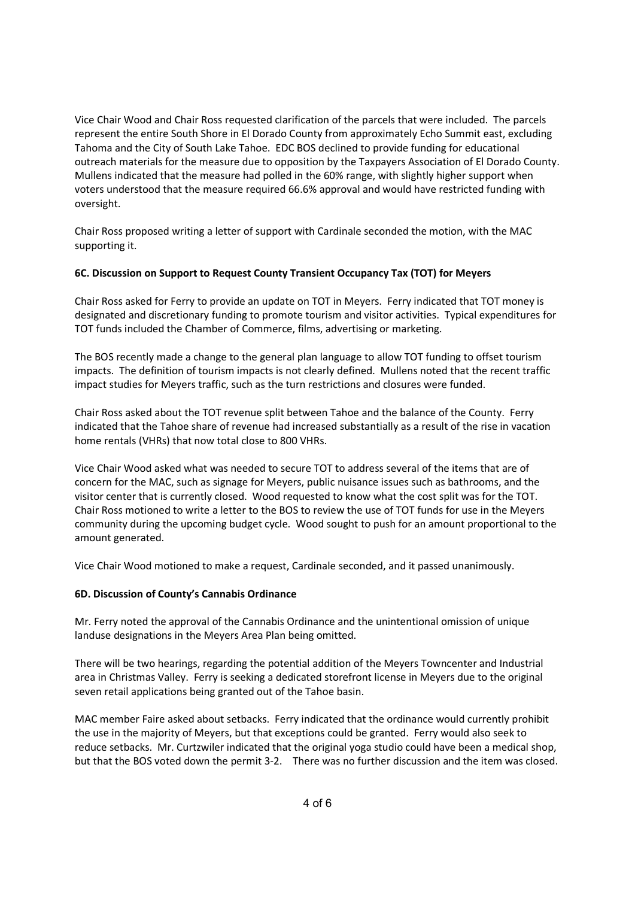Vice Chair Wood and Chair Ross requested clarification of the parcels that were included. The parcels represent the entire South Shore in El Dorado County from approximately Echo Summit east, excluding Tahoma and the City of South Lake Tahoe. EDC BOS declined to provide funding for educational outreach materials for the measure due to opposition by the Taxpayers Association of El Dorado County. Mullens indicated that the measure had polled in the 60% range, with slightly higher support when voters understood that the measure required 66.6% approval and would have restricted funding with oversight.

Chair Ross proposed writing a letter of support with Cardinale seconded the motion, with the MAC supporting it.

**6C. Discussion on Support to Request County Transient Occupancy Tax (TOT) for Meyers**

Chair Ross asked for Ferry to provide an update on TOT in Meyers. Ferry indicated that TOT money is designated and discretionary funding to promote tourism and visitor activities. Typical expenditures for TOT funds included the Chamber of Commerce, films, advertising or marketing.

The BOS recently made a change to the general plan language to allow TOT funding to offset tourism impacts. The definition of tourism impacts is not clearly defined. Mullens noted that the recent traffic impact studies for Meyers traffic, such as the turn restrictions and closures were funded.

Chair Ross asked about the TOT revenue split between Tahoe and the balance of the County. Ferry indicated that the Tahoe share of revenue had increased substantially as a result of the rise in vacation home rentals (VHRs) that now total close to 800 VHRs.

Vice Chair Wood asked what was needed to secure TOT to address several of the items that are of concern for the MAC, such as signage for Meyers, public nuisance issues such as bathrooms, and the visitor center that is currently closed. Wood requested to know what the cost split was for the TOT. Chair Ross motioned to write a letter to the BOS to review the use of TOT funds for use in the Meyers community during the upcoming budget cycle. Wood sought to push for an amount proportional to the amount generated.

Vice Chair Wood motioned to make a request, Cardinale seconded, and it passed unanimously.

**6D. Discussion of County's Cannabis Ordinance**

Mr. Ferry noted the approval of the Cannabis Ordinance and the unintentional omission of unique landuse designations in the Meyers Area Plan being omitted.

There will be two hearings, regarding the potential addition of the Meyers Towncenter and Industrial area in Christmas Valley. Ferry is seeking a dedicated storefront license in Meyers due to the original seven retail applications being granted out of the Tahoe basin.

MAC member Faire asked about setbacks. Ferry indicated that the ordinance would currently prohibit the use in the majority of Meyers, but that exceptions could be granted. Ferry would also seek to reduce setbacks. Mr. Curtzwiler indicated that the original yoga studio could have been a medical shop, but that the BOS voted down the permit 3-2. There was no further discussion and the item was closed.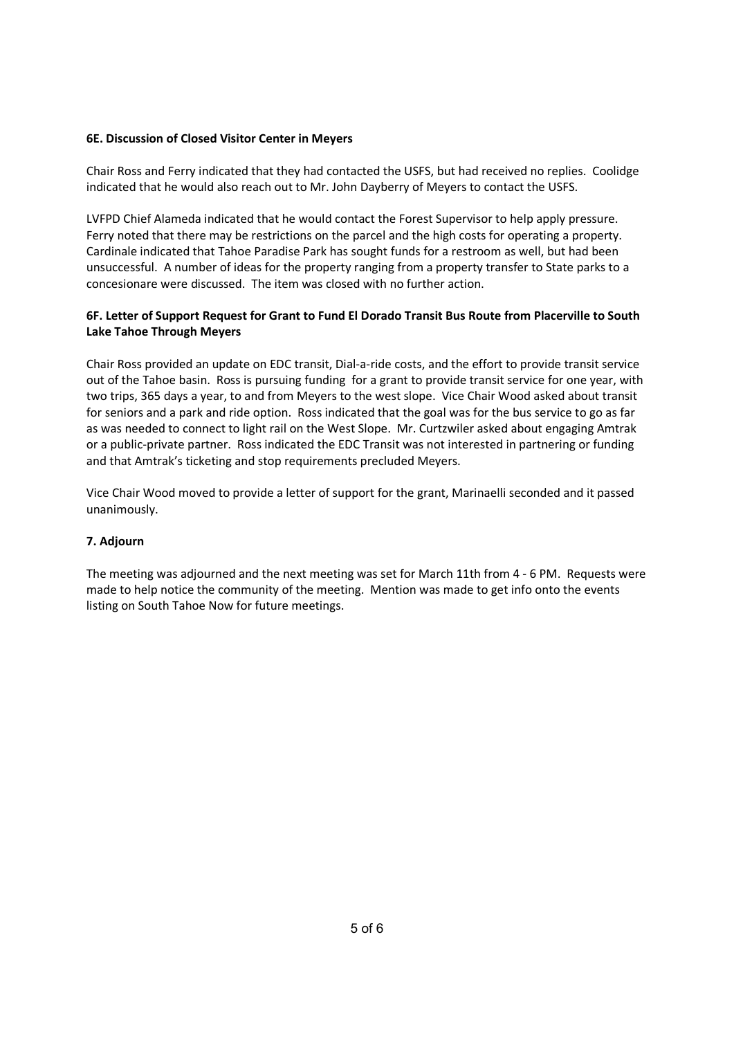**6E. Discussion of Closed Visitor Center in Meyers**

Chair Ross and Ferry indicated that they had contacted the USFS, but had received no replies. Coolidge indicated that he would also reach out to Mr. John Dayberry of Meyers to contact the USFS.

LVFPD Chief Alameda indicated that he would contact the Forest Supervisor to help apply pressure. Ferry noted that there may be restrictions on the parcel and the high costs for operating a property. Cardinale indicated that Tahoe Paradise Park has sought funds for a restroom as well, but had been unsuccessful. A number of ideas for the property ranging from a property transfer to State parks to a concesionare were discussed. The item was closed with no further action.

**6F. Letter of Support Request for Grant to Fund El Dorado Transit Bus Route from Placerville to South Lake Tahoe Through Meyers**

Chair Ross provided an update on EDC transit, Dial-a-ride costs, and the effort to provide transit service out of the Tahoe basin. Ross is pursuing funding for a grant to provide transit service for one year, with two trips, 365 days a year, to and from Meyers to the west slope. Vice Chair Wood asked about transit for seniors and a park and ride option. Ross indicated that the goal was for the bus service to go as far as was needed to connect to light rail on the West Slope. Mr. Curtzwiler asked about engaging Amtrak or a public-private partner. Ross indicated the EDC Transit was not interested in partnering or funding and that Amtrak's ticketing and stop requirements precluded Meyers.

Vice Chair Wood moved to provide a letter of support for the grant, Marinaelli seconded and it passed unanimously.

**7. Adjourn**

The meeting was adjourned and the next meeting was set for March 11th from 4 - 6 PM. Requests were made to help notice the community of the meeting. Mention was made to get info onto the events listing on South Tahoe Now for future meetings.